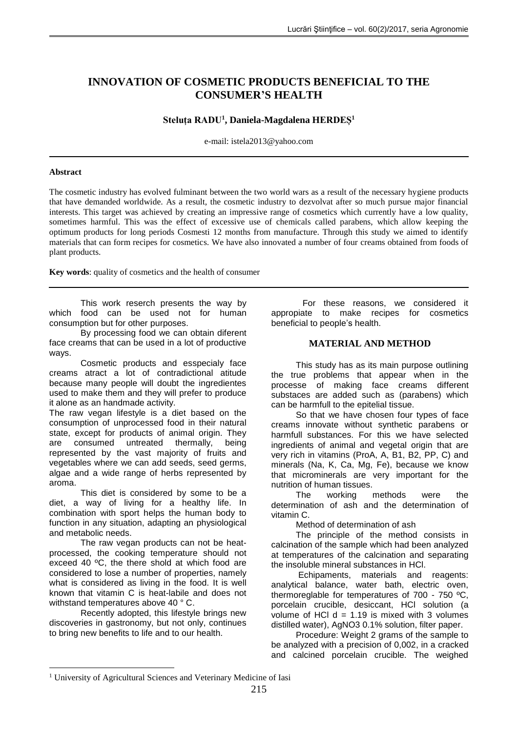# INNOVATION OF COSMETIC PRODUCTS BENEFICIAL TO THE CONSUMER'S HEALTH

**Steluța RADU[1], Daniela-Magdalena HERDEȘ[1]**

e-mail: istela2013@yahoo.com

**Abstract**

The cosmetic industry has evolved fulminant between the two world wars as a result of the necessary hygiene products that have demanded worldwide. As a result, the cosmetic industry to dezvolvat after so much pursue major financial interests. This target was achieved by creating an impressive range of cosmetics which currently have a low quality, sometimes harmful. This was the effect of excessive use of chemicals called parabens, which allow keeping the optimum products for long periods Cosmesti 12 months from manufacture. Through this study we aimed to identify materials that can form recipes for cosmetics. We have also innovated a number of four creams obtained from foods of plant products.

**Key words**: quality of cosmetics and the health of consumer

This work reserch presents the way by which food can be used not for human consumption but for other purposes.

By processing food we can obtain diferent face creams that can be used in a lot of productive ways.

Cosmetic products and esspecialy face creams atract a lot of contradictional atitude because many people will doubt the ingredientes used to make them and they will prefer to produce it alone as an handmade activity.

The raw vegan lifestyle is a diet based on the consumption of unprocessed food in their natural state, except for products of animal origin. They are consumed untreated thermally, being represented by the vast majority of fruits and vegetables where we can add seeds, seed germs, algae and a wide range of herbs represented by aroma.

This diet is considered by some to be a diet, a way of living for a healthy life. In combination with sport helps the human body to function in any situation, adapting an physiological and metabolic needs.

The raw vegan products can not be heat-processed, the cooking temperature should not exceed 40 ºC, the there shold at which food are considered to lose a number of properties, namely what is considered as living in the food. It is well known that vitamin C is heat-labile and does not withstand temperatures above 40 ° C.

Recently adopted, this lifestyle brings new discoveries in gastronomy, but not only, continues to bring new benefits to life and to our health.

For these reasons, we considered it appropiate to make recipes for cosmetics beneficial to people's health.

## MATERIAL AND METHOD

This study has as its main purpose outlining the true problems that appear when in the processe of making face creams different substaces are added such as (parabens) which can be harmfull to the epitelial tissue.

So that we have chosen four types of face creams innovate without synthetic parabens or harmfull substances. For this we have selected ingredients of animal and vegetal origin that are very rich in vitamins (ProA, A, B1, B2, PP, C) and minerals (Na, K, Ca, Mg, Fe), because we know that microminerals are very important for the nutrition of human tissues.

The working methods were the determination of ash and the determination of vitamin C.

Method of determination of ash

The principle of the method consists in calcination of the sample which had been analyzed at temperatures of the calcination and separating the insoluble mineral substances in HCl.

Echipaments, materials and reagents: analytical balance, water bath, electric oven, thermoreglable for temperatures of 700 - 750 ºC, porcelain crucible, desiccant, HCl solution (a volume of HCl d = 1.19 is mixed with 3 volumes distilled water), $AgNO_3$ 0.1% solution, filter paper.

Procedure: Weight 2 grams of the sample to be analyzed with a precision of 0,002, in a cracked and calcined porcelain crucible. The weighed

[1] University of Agricultural Sciences and Veterinary Medicine of Iasi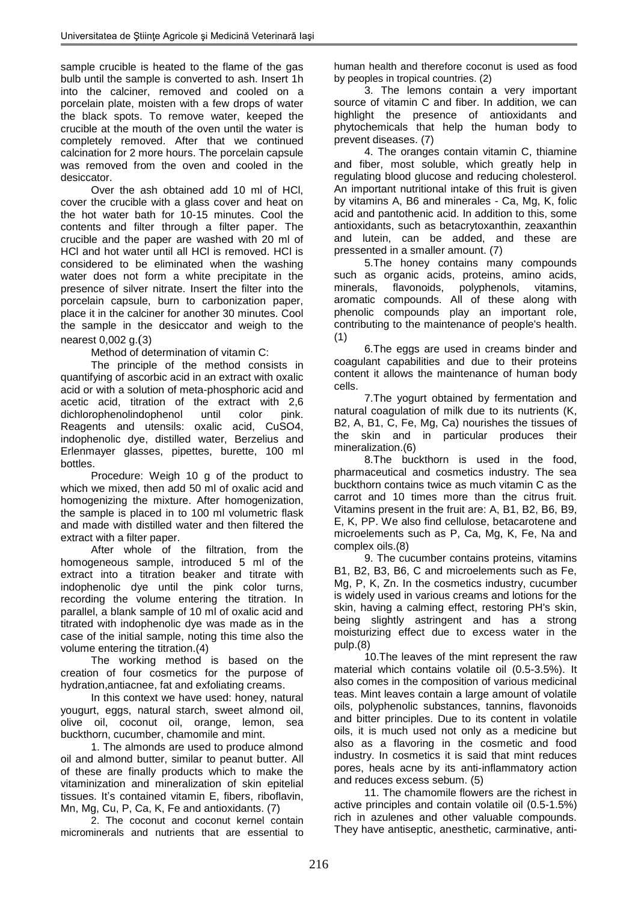sample crucible is heated to the flame of the gas bulb until the sample is converted to ash. Insert 1h into the calciner, removed and cooled on a porcelain plate, moisten with a few drops of water the black spots. To remove water, keeped the crucible at the mouth of the oven until the water is completely removed. After that we continued calcination for 2 more hours. The porcelain capsule was removed from the oven and cooled in the desiccator.

Over the ash obtained add 10 ml of HCl, cover the crucible with a glass cover and heat on the hot water bath for 10-15 minutes. Cool the contents and filter through a filter paper. The crucible and the paper are washed with 20 ml of HCl and hot water until all HCl is removed. HCl is considered to be eliminated when the washing water does not form a white precipitate in the presence of silver nitrate. Insert the filter into the porcelain capsule, burn to carbonization paper, place it in the calciner for another 30 minutes. Cool the sample in the desiccator and weigh to the nearest 0,002 g.(3)

Method of determination of vitamin C:

The principle of the method consists in quantifying of ascorbic acid in an extract with oxalic acid or with a solution of meta-phosphoric acid and acetic acid, titration of the extract with 2,6 dichlorophenolindophenol until color pink. Reagents and utensils: oxalic acid, $CuSO_4$, indophenolic dye, distilled water, Berzelius and Erlenmayer glasses, pipettes, burette, 100 ml bottles.

Procedure: Weigh 10 g of the product to which we mixed, then add 50 ml of oxalic acid and homogenizing the mixture. After homogenization, the sample is placed in to 100 ml volumetric flask and made with distilled water and then filtered the extract with a filter paper.

After whole of the filtration, from the homogeneous sample, introduced 5 ml of the extract into a titration beaker and titrate with indophenolic dye until the pink color turns, recording the volume entering the titration. In parallel, a blank sample of 10 ml of oxalic acid and titrated with indophenolic dye was made as in the case of the initial sample, noting this time also the volume entering the titration.(4)

The working method is based on the creation of four cosmetics for the purpose of hydration,antiacnee, fat and exfoliating creams.

In this context we have used: honey, natural yougurt, eggs, natural starch, sweet almond oil, olive oil, coconut oil, orange, lemon, sea buckthorn, cucumber, chamomile and mint.

1. The almonds are used to produce almond oil and almond butter, similar to peanut butter. All of these are finally products which to make the vitaminization and mineralization of skin epitelial tissues. It's contained vitamin E, fibers, riboflavin, Mn, Mg, Cu, P, Ca, K, Fe and antioxidants. (7)

2. The coconut and coconut kernel contain microminerals and nutrients that are essential to human health and therefore coconut is used as food by peoples in tropical countries. (2)

3. The lemons contain a very important source of vitamin C and fiber. In addition, we can highlight the presence of antioxidants and phytochemicals that help the human body to prevent diseases. (7)

4. The oranges contain vitamin C, thiamine and fiber, most soluble, which greatly help in regulating blood glucose and reducing cholesterol. An important nutritional intake of this fruit is given by vitamins A, B6 and minerales - Ca, Mg, K, folic acid and pantothenic acid. In addition to this, some antioxidants, such as betacrytoxanthin, zeaxanthin and lutein, can be added, and these are pressented in a smaller amount. (7)

5.The honey contains many compounds such as organic acids, proteins, amino acids, minerals, flavonoids, polyphenols, vitamins, aromatic compounds. All of these along with phenolic compounds play an important role, contributing to the maintenance of people's health. (1)

6.The eggs are used in creams binder and coagulant capabilities and due to their proteins content it allows the maintenance of human body cells.

7.The yogurt obtained by fermentation and natural coagulation of milk due to its nutrients (K, B2, A, B1, C, Fe, Mg, Ca) nourishes the tissues of the skin and in particular produces their mineralization.(6)

8.The buckthorn is used in the food, pharmaceutical and cosmetics industry. The sea buckthorn contains twice as much vitamin C as the carrot and 10 times more than the citrus fruit. Vitamins present in the fruit are: A, B1, B2, B6, B9, E, K, PP. We also find cellulose, betacarotene and microelements such as P, Ca, Mg, K, Fe, Na and complex oils.(8)

9. The cucumber contains proteins, vitamins B1, B2, B3, B6, C and microelements such as Fe, Mg, P, K, Zn. In the cosmetics industry, cucumber is widely used in various creams and lotions for the skin, having a calming effect, restoring PH's skin, being slightly astringent and has a strong moisturizing effect due to excess water in the pulp.(8)

10.The leaves of the mint represent the raw material which contains volatile oil (0.5-3.5%). It also comes in the composition of various medicinal teas. Mint leaves contain a large amount of volatile oils, polyphenolic substances, tannins, flavonoids and bitter principles. Due to its content in volatile oils, it is much used not only as a medicine but also as a flavoring in the cosmetic and food industry. In cosmetics it is said that mint reduces pores, heals acne by its anti-inflammatory action and reduces excess sebum. (5)

11. The chamomile flowers are the richest in active principles and contain volatile oil (0.5-1.5%) rich in azulenes and other valuable compounds. They have antiseptic, anesthetic, carminative, anti-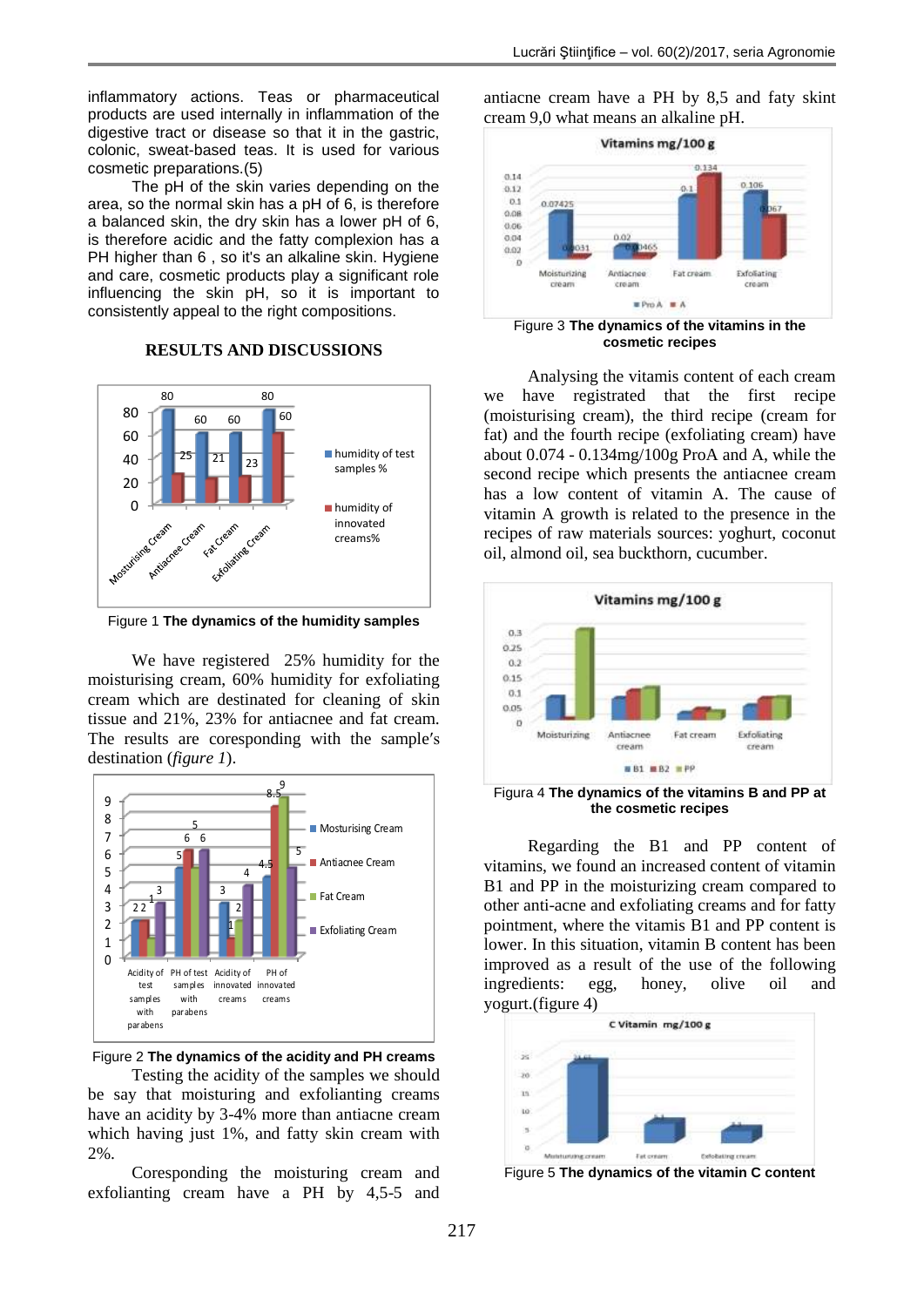inflammatory actions. Teas or pharmaceutical products are used internally in inflammation of the digestive tract or disease so that it in the gastric, colonic, sweat-based teas. It is used for various cosmetic preparations.(5)

The pH of the skin varies depending on the area, so the normal skin has a pH of 6, is therefore a balanced skin, the dry skin has a lower pH of 6, is therefore acidic and the fatty complexion has a PH higher than 6 , so it's an alkaline skin. Hygiene and care, cosmetic products play a significant role influencing the skin pH, so it is important to consistently appeal to the right compositions.

## RESULTS AND DISCUSSIONS

Figure 1 **The dynamics of the humidity samples**

We have registered 25% humidity for the moisturising cream, 60% humidity for exfoliating cream which are destinated for cleaning of skin tissue and 21%, 23% for antiacnee and fat cream. The results are coresponding with the sample′s destination (*figure 1*).

Figure 2 **The dynamics of the acidity and PH creams**

Testing the acidity of the samples we should be say that moisturing and exfolianting creams have an acidity by 3-4% more than antiacne cream which having just 1%, and fatty skin cream with 2%.

Coresponding the moisting cream and exfolianting cream have a PH by 4,5-5 and antiacne cream have a PH by 8,5 and faty skint cream 9,0 what means an alkaline pH.

Figure 3 **The dynamics of the vitamins in the cosmetic recipes**

Analysing the vitamis content of each cream we have registrated that the first recipe (moisturising cream), the third recipe (cream for fat) and the fourth recipe (exfoliating cream) have about 0.074 - 0.134mg/100g ProA and A, while the second recipe which presents the antiacnee cream has a low content of vitamin A. The cause of vitamin A growth is related to the presence in the recipes of raw materials sources: yoghurt, coconut oil, almond oil, sea buckthorn, cucumber.

Figura 4 **The dynamics of the vitamins B and PP at the cosmetic recipes**

Regarding the B1 and PP content of vitamins, we found an increased content of vitamin B1 and PP in the moisturizing cream compared to other anti-acne and exfoliating creams and for fatty pointment, where the vitamis B1 and PP content is lower. In this situation, vitamin B content has been improved as a result of the use of the following ingredients: egg, honey, olive oil and yogurt.(figure 4)

Figure 5 **The dynamics of the vitamin C content**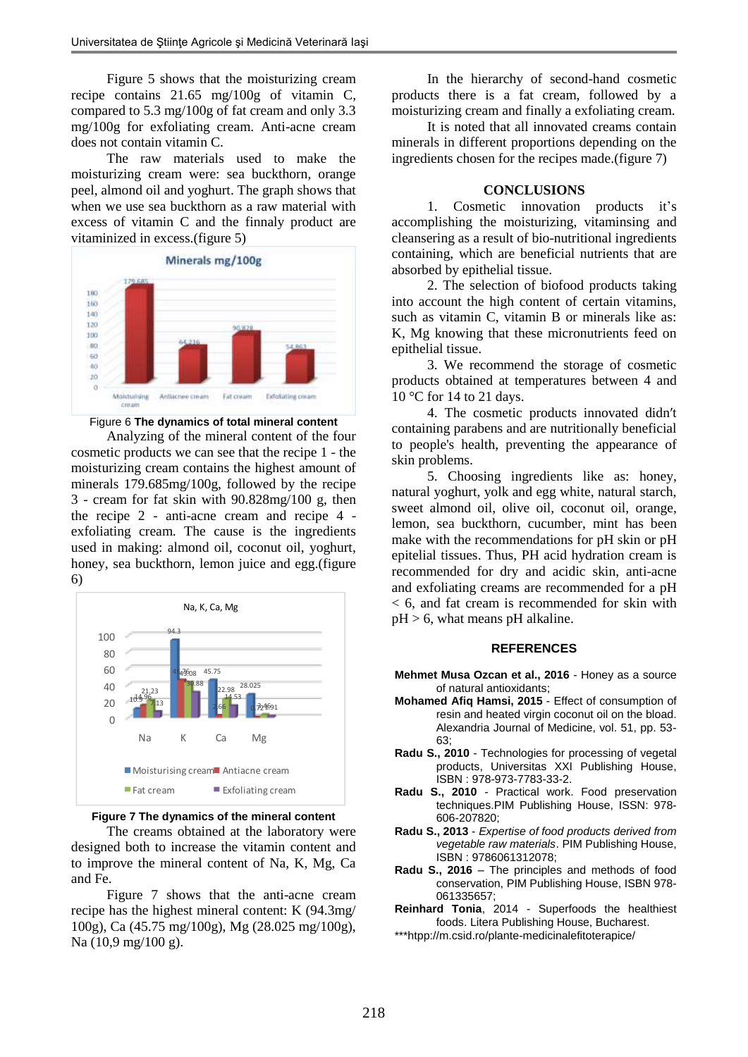Figure 5 shows that the moisturizing cream recipe contains 21.65 mg/100g of vitamin C, compared to 5.3 mg/100g of fat cream and only 3.3 mg/100g for exfoliating cream. Anti-acne cream does not contain vitamin C.

The raw materials used to make the moisturizing cream were: sea buckthorn, orange peel, almond oil and yoghurt. The graph shows that when we use sea buckthorn as a raw material with excess of vitamin C and the finnaly product are vitaminized in excess.(figure 5)

Minerals mg/100g

179.685
64.216
90.828
54.863

180
160
140
120
100
80
60
40
20
0

Moisturising cream
Antiacnee cream
Fat cream
Exfoliating cream

Figure 6 **The dynamics of total mineral content**

Analyzing of the mineral content of the four cosmetic products we can see that the recipe 1 - the moisturizing cream contains the highest amount of minerals 179.685mg/100g, followed by the recipe 3 - cream for fat skin with 90.828mg/100 g, then the recipe 2 - anti-acne cream and recipe 4 - exfoliating cream. The cause is the ingredients used in making: almond oil, coconut oil, yoghurt, honey, sea buckthorn, lemon juice and egg.(figure 6)

Na, K, Ca, Mg

100
80
60
40
20
0

Na
K
Ca
Mg

94.3
45.75
43.08
30.88
21.23
14.96
10.9
7.13
22.98
14.53
2.66
28.025
0.72
2.46
1.91

Moisturising cream
Antiacne cream
Fat cream
Exfoliating cream

**Figure 7 The dynamics of the mineral content**

The creams obtained at the laboratory were designed both to increase the vitamin content and to improve the mineral content of Na, K, Mg, Ca and Fe.

Figure 7 shows that the anti-acne cream recipe has the highest mineral content: K (94.3mg/ 100g), Ca (45.75 mg/100g), Mg (28.025 mg/100g), Na (10,9 mg/100 g).

In the hierarchy of second-hand cosmetic products there is a fat cream, followed by a moisturizing cream and finally a exfoliating cream.

It is noted that all innovated creams contain minerals in different proportions depending on the ingredients chosen for the recipes made.(figure 7)

## CONCLUSIONS

1. Cosmetic innovation products it's accomplishing the moisturizing, vitaminsing and cleansering as a result of bio-nutritional ingredients containing, which are beneficial nutrients that are absorbed by epithelial tissue.

2. The selection of biofood products taking into account the high content of certain vitamins, such as vitamin C, vitamin B or minerals like as: K, Mg knowing that these micronutrients feed on epithelial tissue.

3. We recommend the storage of cosmetic products obtained at temperatures between 4 and 10 °C for 14 to 21 days.

4. The cosmetic products innovated didn't containing parabens and are nutritionally beneficial to people's health, preventing the appearance of skin problems.

5. Choosing ingredients like as: honey, natural yoghurt, yolk and egg white, natural starch, sweet almond oil, olive oil, coconut oil, orange, lemon, sea buckthorn, cucumber, mint has been make with the recommendations for pH skin or pH epitelial tissues. Thus, PH acid hydration cream is recommended for dry and acidic skin, anti-acne and exfoliating creams are recommended for a pH < 6, and fat cream is recommended for skin with pH > 6, what means pH alkaline.

## REFERENCES

**Mehmet Musa Ozcan et al., 2016** - Honey as a source of natural antioxidants;

**Mohamed Afiq Hamsi, 2015** - Effect of consumption of resin and heated virgin coconut oil on the bload. Alexandria Journal of Medicine, vol. 51, pp. 53-63;

**Radu S., 2010** - Technologies for processing of vegetal products, Universitas XXI Publishing House, ISBN : 978-973-7783-33-2.

**Radu S., 2010** - Practical work. Food preservation techniques.PIM Publishing House, ISSN: 978-606-207820;

**Radu S., 2013** - *Expertise of food products derived from vegetable raw materials*. PIM Publishing House, ISBN : 9786061312078;

**Radu S., 2016** – The principles and methods of food conservation, PIM Publishing House, ISBN 978-061335657;

**Reinhard Tonia**, 2014 - Superfoods the healthiest foods. Litera Publishing House, Bucharest.

***htpp://m.csid.ro/plante-medicinalefitoterapice/